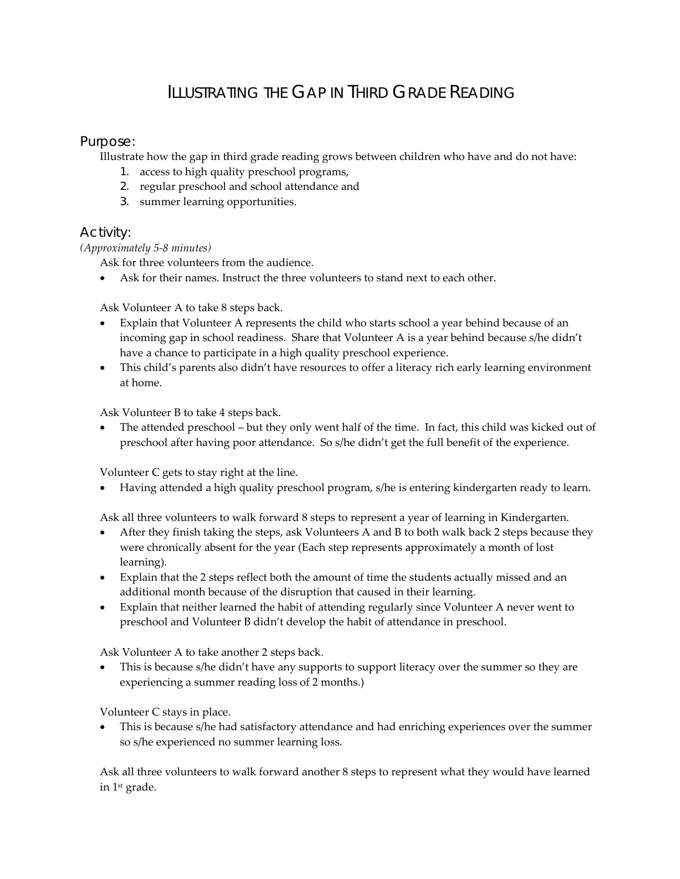# ILLUSTRATING THE GAP IN THIRD GRADE READING

## Purpose:

Illustrate how the gap in third grade reading grows between children who have and do not have:

1. access to high quality preschool programs,
2. regular preschool and school attendance and
3. summer learning opportunities.

## Activity:

*(Approximately 5-8 minutes)*

Ask for three volunteers from the audience.

- Ask for their names. Instruct the three volunteers to stand next to each other.

Ask Volunteer A to take 8 steps back.

- Explain that Volunteer A represents the child who starts school a year behind because of an incoming gap in school readiness. Share that Volunteer A is a year behind because s/he didn't have a chance to participate in a high quality preschool experience.
- This child's parents also didn't have resources to offer a literacy rich early learning environment at home.

Ask Volunteer B to take 4 steps back.

- The attended preschool – but they only went half of the time. In fact, this child was kicked out of preschool after having poor attendance. So s/he didn't get the full benefit of the experience.

Volunteer C gets to stay right at the line.

- Having attended a high quality preschool program, s/he is entering kindergarten ready to learn.

Ask all three volunteers to walk forward 8 steps to represent a year of learning in Kindergarten.

- After they finish taking the steps, ask Volunteers A and B to both walk back 2 steps because they were chronically absent for the year (Each step represents approximately a month of lost learning).
- Explain that the 2 steps reflect both the amount of time the students actually missed and an additional month because of the disruption that caused in their learning.
- Explain that neither learned the habit of attending regularly since Volunteer A never went to preschool and Volunteer B didn't develop the habit of attendance in preschool.

Ask Volunteer A to take another 2 steps back.

- This is because s/he didn't have any supports to support literacy over the summer so they are experiencing a summer reading loss of 2 months.)

Volunteer C stays in place.

- This is because s/he had satisfactory attendance and had enriching experiences over the summer so s/he experienced no summer learning loss.

Ask all three volunteers to walk forward another 8 steps to represent what they would have learned in 1st grade.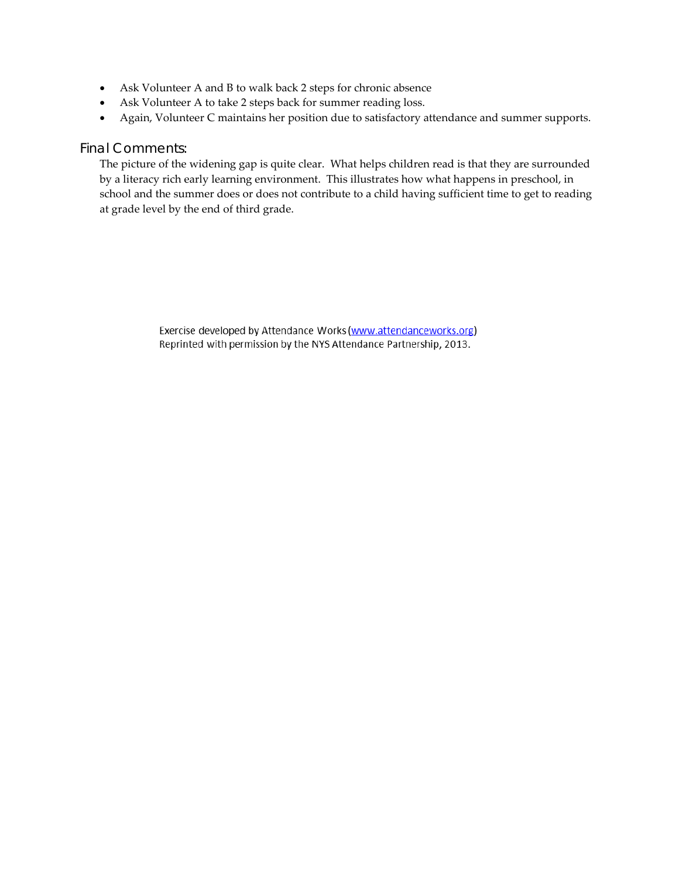- Ask Volunteer A and B to walk back 2 steps for chronic absence
- Ask Volunteer A to take 2 steps back for summer reading loss.
- Again, Volunteer C maintains her position due to satisfactory attendance and summer supports.

## Final Comments:

The picture of the widening gap is quite clear. What helps children read is that they are surrounded by a literacy rich early learning environment. This illustrates how what happens in preschool, in school and the summer does or does not contribute to a child having sufficient time to get to reading at grade level by the end of third grade.

Exercise developed by Attendance Works ([www.attendanceworks.org](http://www.attendanceworks.org))
Reprinted with permission by the NYS Attendance Partnership, 2013.